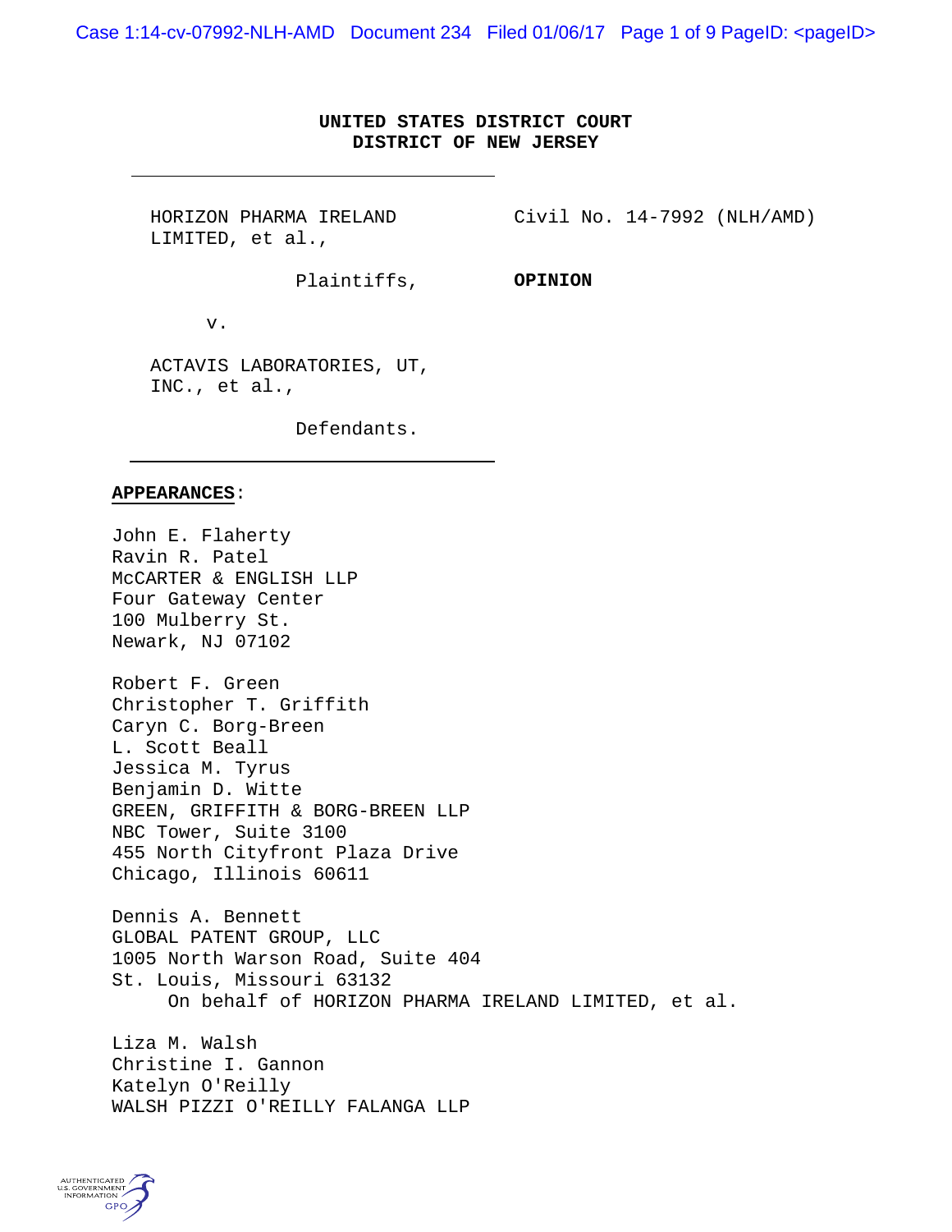**UNITED STATES DISTRICT COURT**
**DISTRICT OF NEW JERSEY**

HORIZON PHARMA IRELAND LIMITED, et al.,

Plaintiffs,

v.

ACTAVIS LABORATORIES, UT, INC., et al.,

Defendants.

Civil No. 14-7992 (NLH/AMD)

**OPINION**

**APPEARANCES**:

John E. Flaherty
Ravin R. Patel
McCARTER & ENGLISH LLP
Four Gateway Center
100 Mulberry St.
Newark, NJ 07102

Robert F. Green
Christopher T. Griffith
Caryn C. Borg-Breen
L. Scott Beall
Jessica M. Tyrus
Benjamin D. Witte
GREEN, GRIFFITH & BORG-BREEN LLP
NBC Tower, Suite 3100
455 North Cityfront Plaza Drive
Chicago, Illinois 60611

Dennis A. Bennett
GLOBAL PATENT GROUP, LLC
1005 North Warson Road, Suite 404
St. Louis, Missouri 63132
On behalf of HORIZON PHARMA IRELAND LIMITED, et al.

Liza M. Walsh
Christine I. Gannon
Katelyn O'Reilly
WALSH PIZZI O'REILLY FALANGA LLP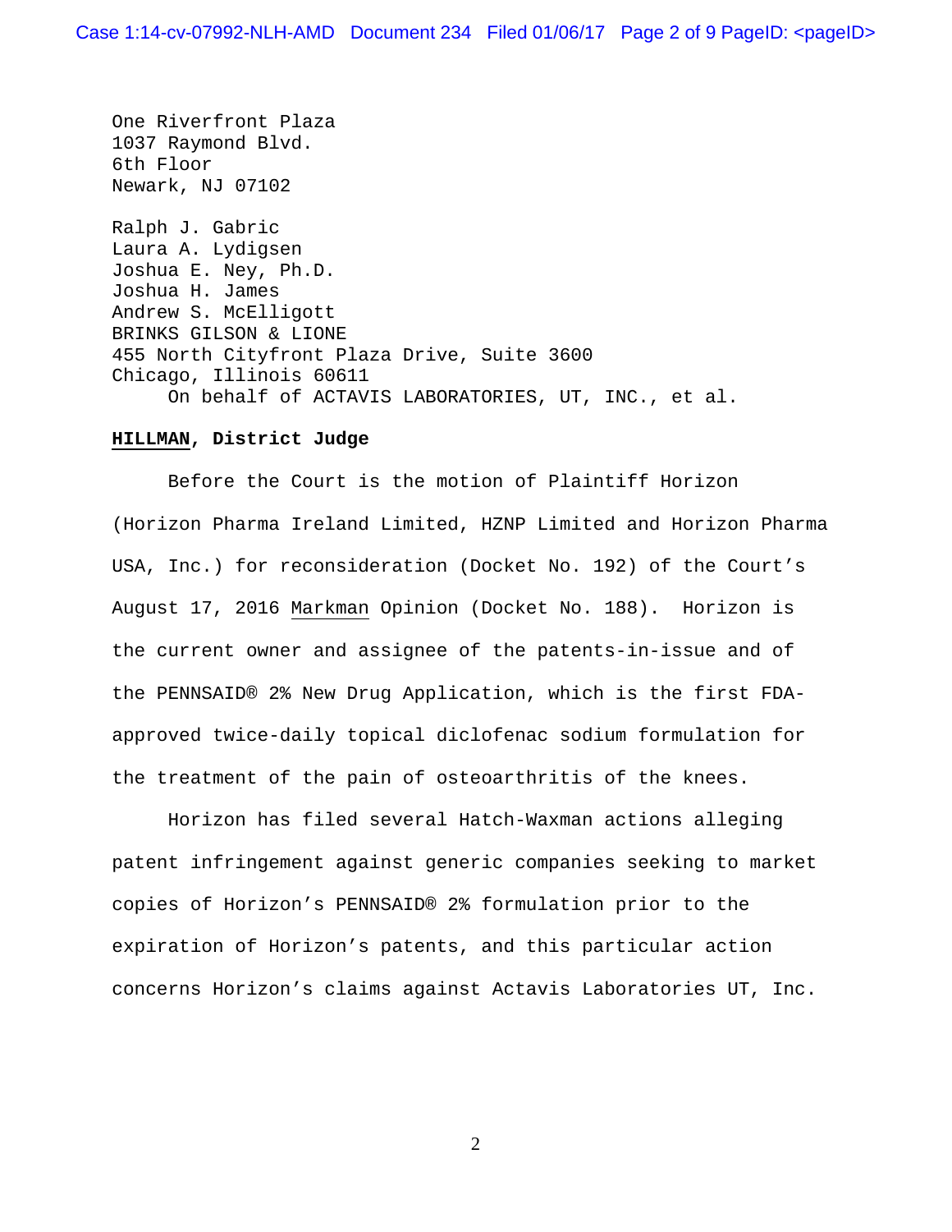One Riverfront Plaza
1037 Raymond Blvd.
6th Floor
Newark, NJ 07102

Ralph J. Gabric
Laura A. Lydigsen
Joshua E. Ney, Ph.D.
Joshua H. James
Andrew S. McElligott
BRINKS GILSON & LIONE
455 North Cityfront Plaza Drive, Suite 3600
Chicago, Illinois 60611
On behalf of ACTAVIS LABORATORIES, UT, INC., et al.

**HILLMAN, District Judge**

Before the Court is the motion of Plaintiff Horizon (Horizon Pharma Ireland Limited, HZNP Limited and Horizon Pharma USA, Inc.) for reconsideration (Docket No. 192) of the Court's August 17, 2016 Markman Opinion (Docket No. 188). Horizon is the current owner and assignee of the patents-in-issue and of the PENNSAID® 2% New Drug Application, which is the first FDA-approved twice-daily topical diclofenac sodium formulation for the treatment of the pain of osteoarthritis of the knees.

Horizon has filed several Hatch-Waxman actions alleging patent infringement against generic companies seeking to market copies of Horizon's PENNSAID® 2% formulation prior to the expiration of Horizon's patents, and this particular action concerns Horizon's claims against Actavis Laboratories UT, Inc.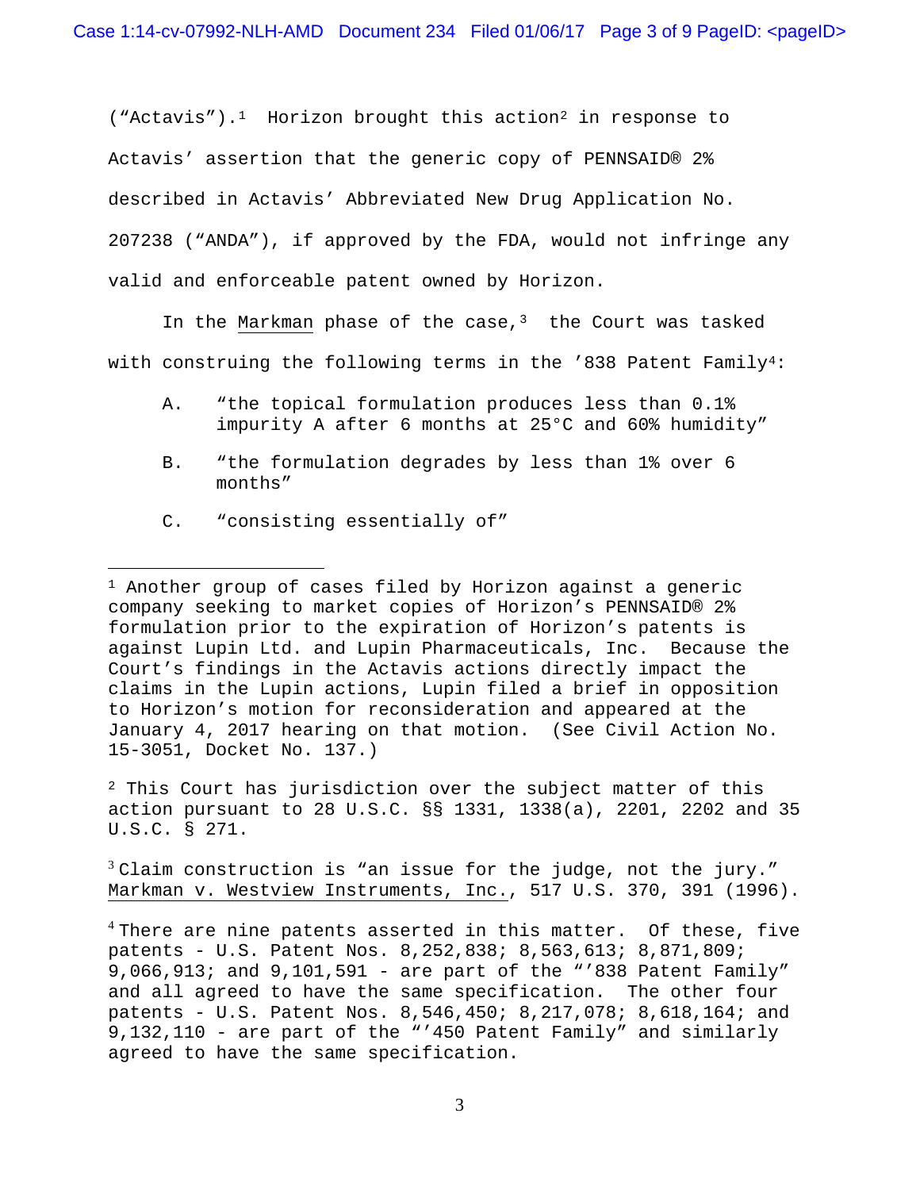(“Actavis”).[1] Horizon brought this action[2] in response to Actavis’ assertion that the generic copy of PENNSAID® 2% described in Actavis’ Abbreviated New Drug Application No. 207238 (“ANDA”), if approved by the FDA, would not infringe any valid and enforceable patent owned by Horizon.

In the Markman phase of the case,[3] the Court was tasked with construing the following terms in the ’838 Patent Family[4]:

A. “the topical formulation produces less than 0.1% impurity A after 6 months at 25°C and 60% humidity”

B. “the formulation degrades by less than 1% over 6 months”

C. “consisting essentially of”

---

[1] Another group of cases filed by Horizon against a generic company seeking to market copies of Horizon’s PENNSAID® 2% formulation prior to the expiration of Horizon’s patents is against Lupin Ltd. and Lupin Pharmaceuticals, Inc. Because the Court’s findings in the Actavis actions directly impact the claims in the Lupin actions, Lupin filed a brief in opposition to Horizon’s motion for reconsideration and appeared at the January 4, 2017 hearing on that motion. (See Civil Action No. 15-3051, Docket No. 137.)

[2] This Court has jurisdiction over the subject matter of this action pursuant to 28 U.S.C. §§ 1331, 1338(a), 2201, 2202 and 35 U.S.C. § 271.

[3] Claim construction is “an issue for the judge, not the jury.” Markman v. Westview Instruments, Inc., 517 U.S. 370, 391 (1996).

[4] There are nine patents asserted in this matter. Of these, five patents - U.S. Patent Nos. 8,252,838; 8,563,613; 8,871,809; 9,066,913; and 9,101,591 - are part of the “’838 Patent Family” and all agreed to have the same specification. The other four patents - U.S. Patent Nos. 8,546,450; 8,217,078; 8,618,164; and 9,132,110 - are part of the “’450 Patent Family” and similarly agreed to have the same specification.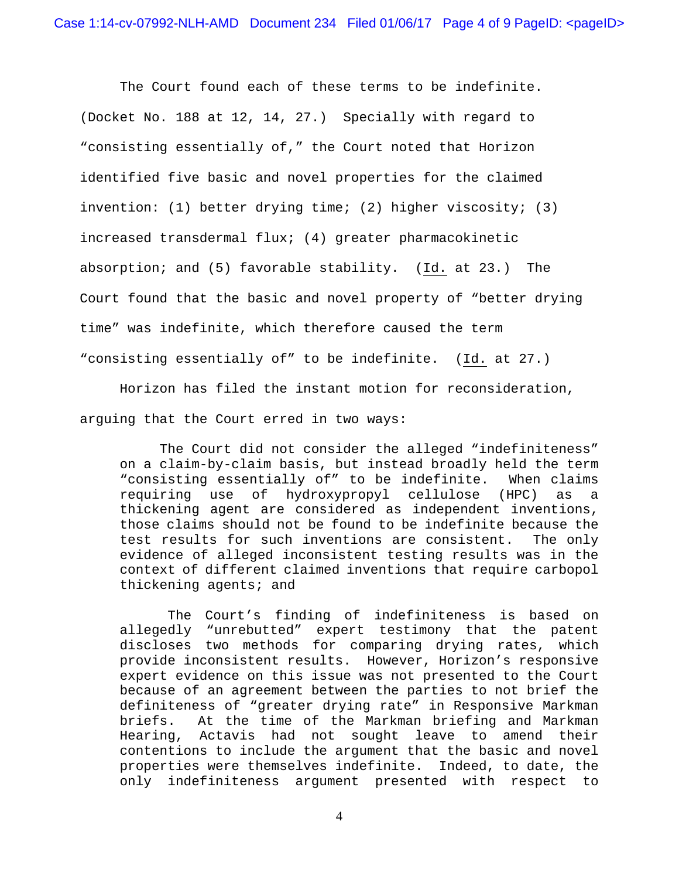The Court found each of these terms to be indefinite. (Docket No. 188 at 12, 14, 27.) Specially with regard to "consisting essentially of," the Court noted that Horizon identified five basic and novel properties for the claimed invention: (1) better drying time; (2) higher viscosity; (3) increased transdermal flux; (4) greater pharmacokinetic absorption; and (5) favorable stability. (Id. at 23.) The Court found that the basic and novel property of "better drying time" was indefinite, which therefore caused the term "consisting essentially of" to be indefinite. (Id. at 27.)

Horizon has filed the instant motion for reconsideration, arguing that the Court erred in two ways:

> The Court did not consider the alleged "indefiniteness" on a claim-by-claim basis, but instead broadly held the term "consisting essentially of" to be indefinite. When claims requiring use of hydroxypropyl cellulose (HPC) as a thickening agent are considered as independent inventions, those claims should not be found to be indefinite because the test results for such inventions are consistent. The only evidence of alleged inconsistent testing results was in the context of different claimed inventions that require carbopol thickening agents; and
>
> The Court's finding of indefiniteness is based on allegedly "unrebutted" expert testimony that the patent discloses two methods for comparing drying rates, which provide inconsistent results. However, Horizon's responsive expert evidence on this issue was not presented to the Court because of an agreement between the parties to not brief the definiteness of "greater drying rate" in Responsive Markman briefs. At the time of the Markman briefing and Markman Hearing, Actavis had not sought leave to amend their contentions to include the argument that the basic and novel properties were themselves indefinite. Indeed, to date, the only indefiniteness argument presented with respect to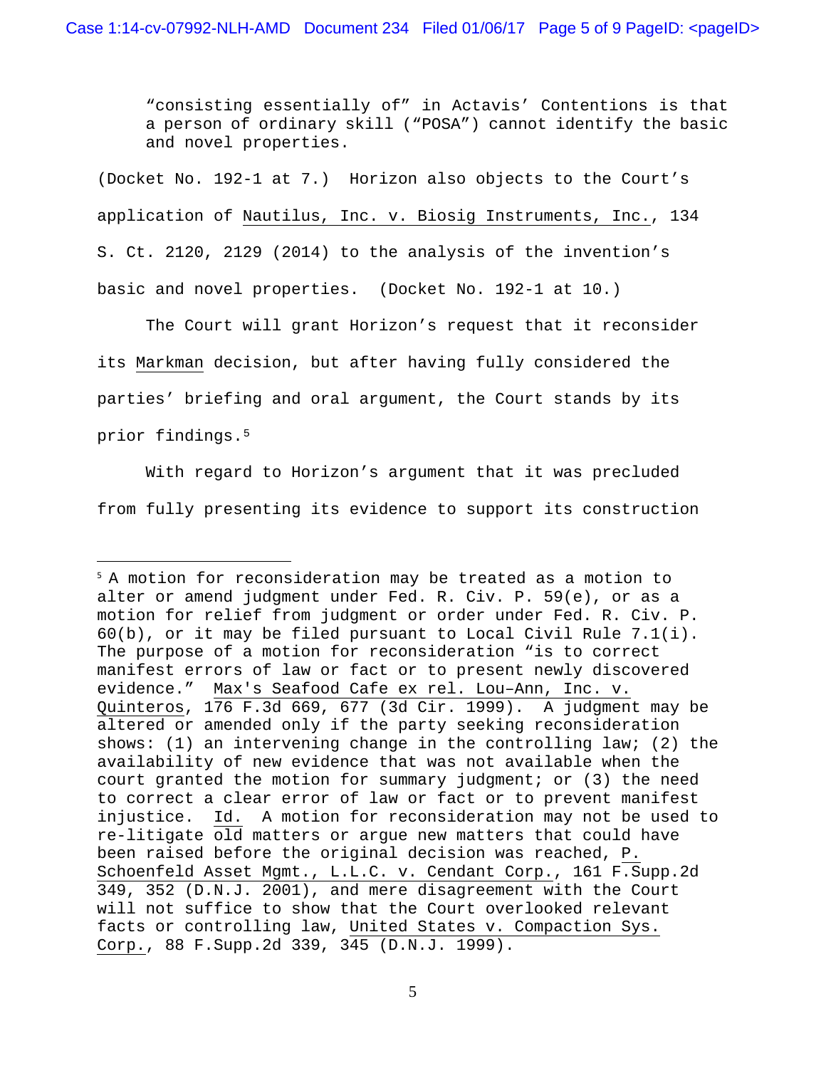> "consisting essentially of" in Actavis' Contentions is that a person of ordinary skill ("POSA") cannot identify the basic and novel properties.

(Docket No. 192-1 at 7.) Horizon also objects to the Court's application of Nautilus, Inc. v. Biosig Instruments, Inc., 134 S. Ct. 2120, 2129 (2014) to the analysis of the invention's basic and novel properties. (Docket No. 192-1 at 10.)

The Court will grant Horizon's request that it reconsider its Markman decision, but after having fully considered the parties' briefing and oral argument, the Court stands by its prior findings.[5]

With regard to Horizon's argument that it was precluded from fully presenting its evidence to support its construction

---

[5] A motion for reconsideration may be treated as a motion to alter or amend judgment under Fed. R. Civ. P. 59(e), or as a motion for relief from judgment or order under Fed. R. Civ. P. 60(b), or it may be filed pursuant to Local Civil Rule 7.1(i). The purpose of a motion for reconsideration "is to correct manifest errors of law or fact or to present newly discovered evidence." Max's Seafood Cafe ex rel. Lou–Ann, Inc. v. Quinteros, 176 F.3d 669, 677 (3d Cir. 1999). A judgment may be altered or amended only if the party seeking reconsideration shows: (1) an intervening change in the controlling law; (2) the availability of new evidence that was not available when the court granted the motion for summary judgment; or (3) the need to correct a clear error of law or fact or to prevent manifest injustice. Id. A motion for reconsideration may not be used to re-litigate old matters or argue new matters that could have been raised before the original decision was reached, P. Schoenfeld Asset Mgmt., L.L.C. v. Cendant Corp., 161 F.Supp.2d 349, 352 (D.N.J. 2001), and mere disagreement with the Court will not suffice to show that the Court overlooked relevant facts or controlling law, United States v. Compaction Sys. Corp., 88 F.Supp.2d 339, 345 (D.N.J. 1999).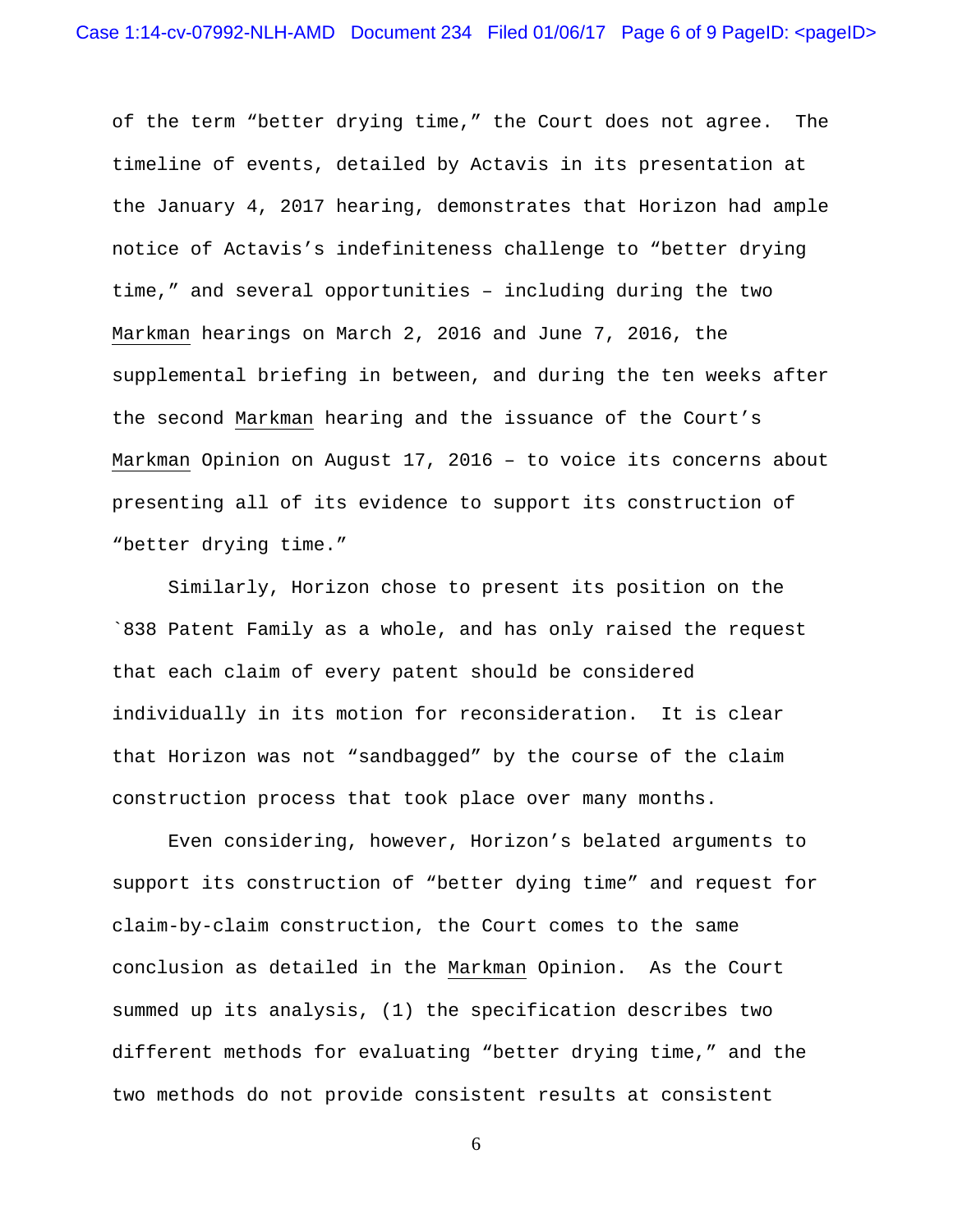of the term "better drying time," the Court does not agree. The timeline of events, detailed by Actavis in its presentation at the January 4, 2017 hearing, demonstrates that Horizon had ample notice of Actavis's indefiniteness challenge to "better drying time," and several opportunities – including during the two Markman hearings on March 2, 2016 and June 7, 2016, the supplemental briefing in between, and during the ten weeks after the second Markman hearing and the issuance of the Court's Markman Opinion on August 17, 2016 – to voice its concerns about presenting all of its evidence to support its construction of "better drying time."

Similarly, Horizon chose to present its position on the `838 Patent Family as a whole, and has only raised the request that each claim of every patent should be considered individually in its motion for reconsideration. It is clear that Horizon was not "sandbagged" by the course of the claim construction process that took place over many months.

Even considering, however, Horizon's belated arguments to support its construction of "better dying time" and request for claim-by-claim construction, the Court comes to the same conclusion as detailed in the Markman Opinion. As the Court summed up its analysis, (1) the specification describes two different methods for evaluating "better drying time," and the two methods do not provide consistent results at consistent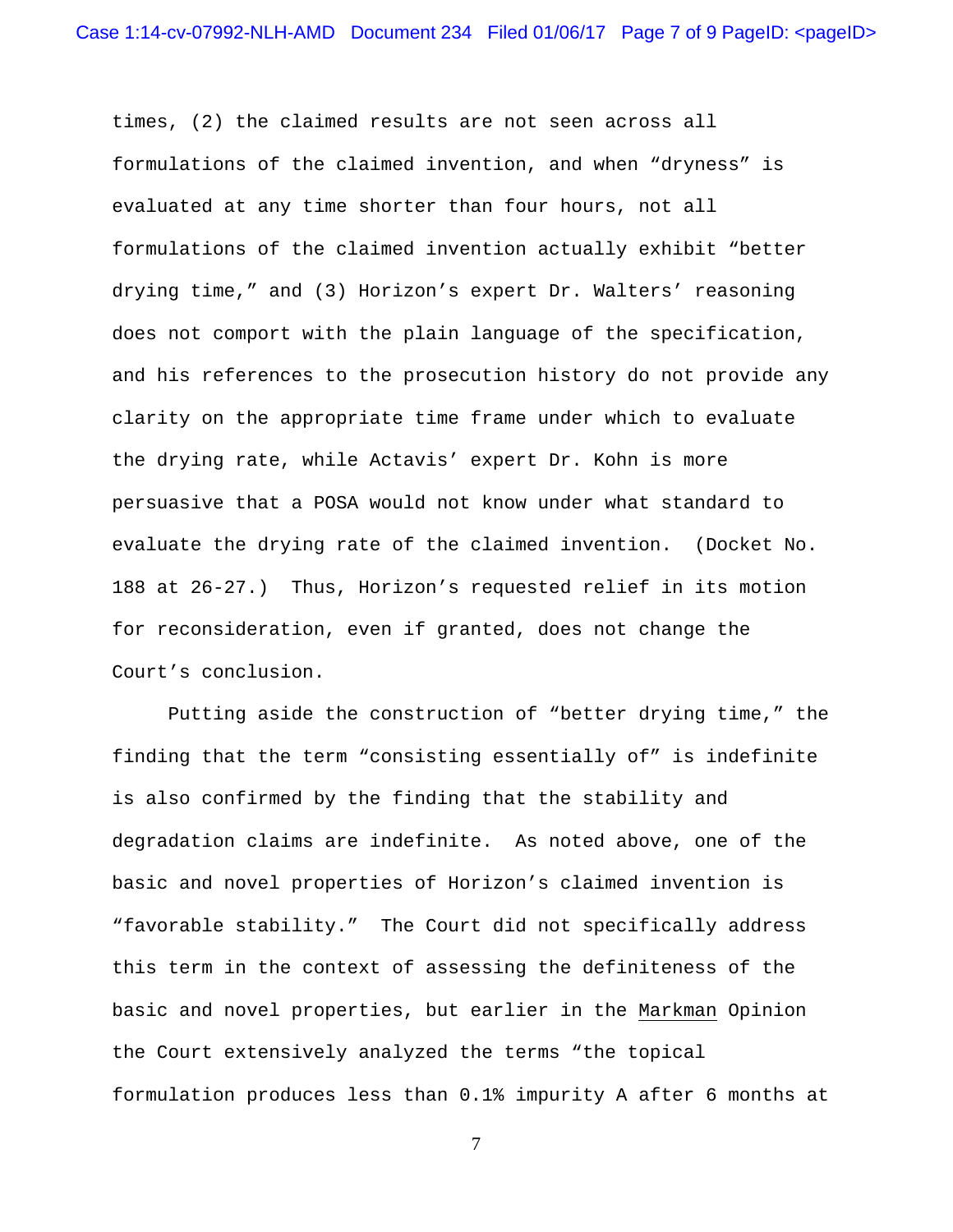times, (2) the claimed results are not seen across all formulations of the claimed invention, and when "dryness" is evaluated at any time shorter than four hours, not all formulations of the claimed invention actually exhibit "better drying time," and (3) Horizon's expert Dr. Walters' reasoning does not comport with the plain language of the specification, and his references to the prosecution history do not provide any clarity on the appropriate time frame under which to evaluate the drying rate, while Actavis' expert Dr. Kohn is more persuasive that a POSA would not know under what standard to evaluate the drying rate of the claimed invention. (Docket No. 188 at 26-27.) Thus, Horizon's requested relief in its motion for reconsideration, even if granted, does not change the Court's conclusion.

Putting aside the construction of "better drying time," the finding that the term "consisting essentially of" is indefinite is also confirmed by the finding that the stability and degradation claims are indefinite. As noted above, one of the basic and novel properties of Horizon's claimed invention is "favorable stability." The Court did not specifically address this term in the context of assessing the definiteness of the basic and novel properties, but earlier in the Markman Opinion the Court extensively analyzed the terms "the topical formulation produces less than 0.1% impurity A after 6 months at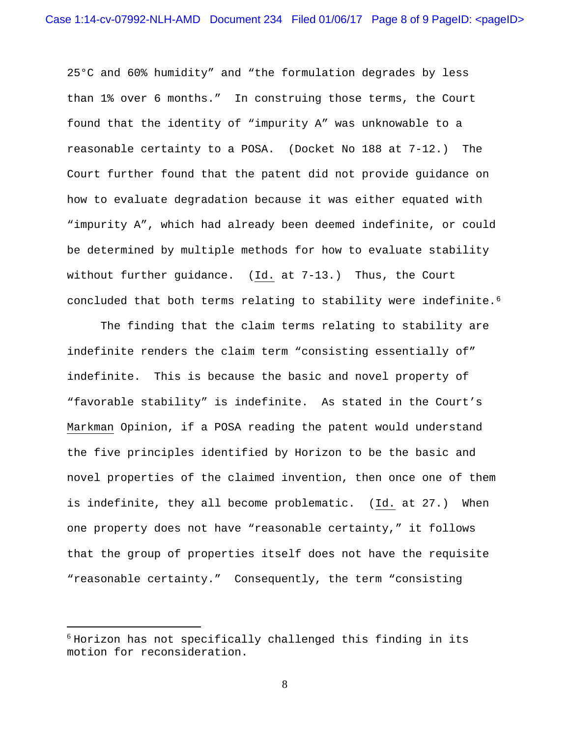25°C and 60% humidity" and "the formulation degrades by less than 1% over 6 months." In construing those terms, the Court found that the identity of "impurity A" was unknowable to a reasonable certainty to a POSA. (Docket No 188 at 7-12.) The Court further found that the patent did not provide guidance on how to evaluate degradation because it was either equated with "impurity A", which had already been deemed indefinite, or could be determined by multiple methods for how to evaluate stability without further guidance. (Id. at 7-13.) Thus, the Court concluded that both terms relating to stability were indefinite.[6]

The finding that the claim terms relating to stability are indefinite renders the claim term "consisting essentially of" indefinite. This is because the basic and novel property of "favorable stability" is indefinite. As stated in the Court's Markman Opinion, if a POSA reading the patent would understand the five principles identified by Horizon to be the basic and novel properties of the claimed invention, then once one of them is indefinite, they all become problematic. (Id. at 27.) When one property does not have "reasonable certainty," it follows that the group of properties itself does not have the requisite "reasonable certainty." Consequently, the term "consisting

---

[6] Horizon has not specifically challenged this finding in its motion for reconsideration.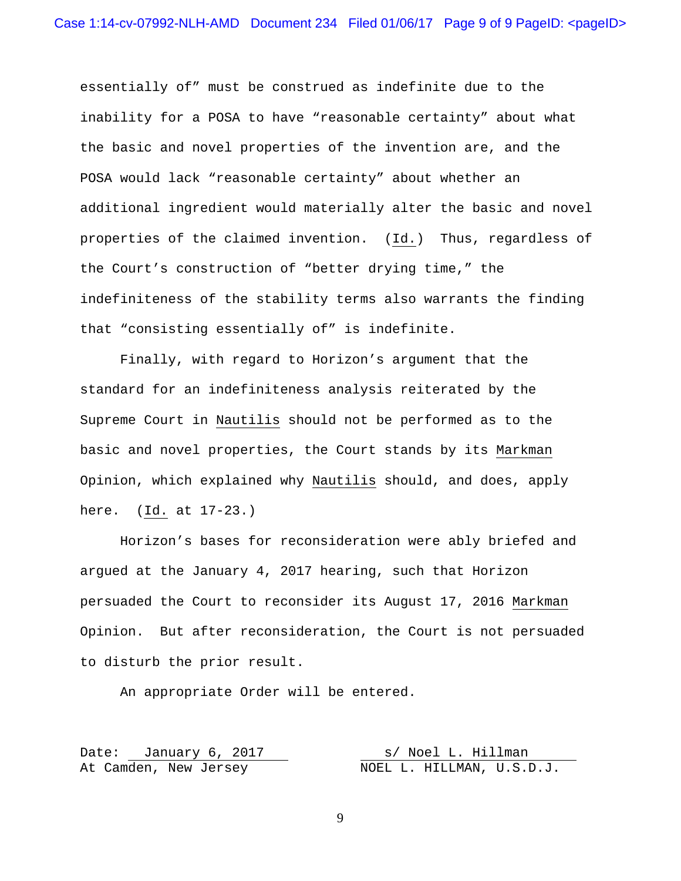essentially of" must be construed as indefinite due to the inability for a POSA to have "reasonable certainty" about what the basic and novel properties of the invention are, and the POSA would lack "reasonable certainty" about whether an additional ingredient would materially alter the basic and novel properties of the claimed invention. (Id.) Thus, regardless of the Court's construction of "better drying time," the indefiniteness of the stability terms also warrants the finding that "consisting essentially of" is indefinite.

Finally, with regard to Horizon's argument that the standard for an indefiniteness analysis reiterated by the Supreme Court in Nautilis should not be performed as to the basic and novel properties, the Court stands by its Markman Opinion, which explained why Nautilis should, and does, apply here. (Id. at 17-23.)

Horizon's bases for reconsideration were ably briefed and argued at the January 4, 2017 hearing, such that Horizon persuaded the Court to reconsider its August 17, 2016 Markman Opinion. But after reconsideration, the Court is not persuaded to disturb the prior result.

An appropriate Order will be entered.

Date: January 6, 2017
At Camden, New Jersey

s/ Noel L. Hillman
NOEL L. HILLMAN, U.S.D.J.